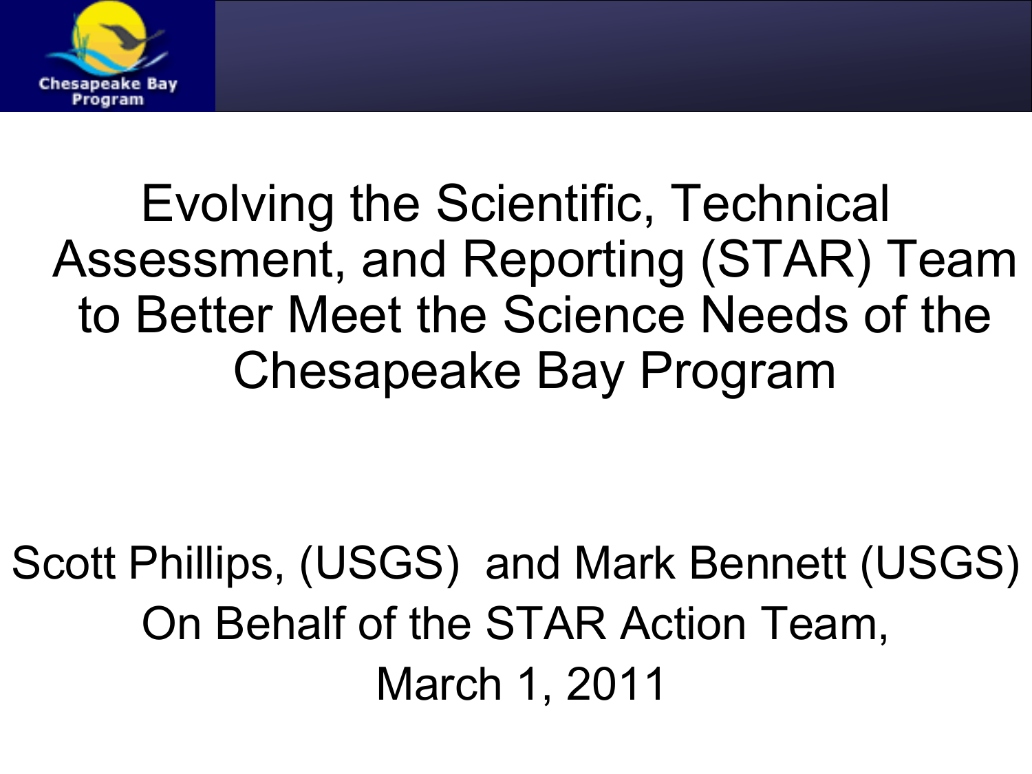# Evolving the Scientific, Technical Assessment, and Reporting (STAR) Team to Better Meet the Science Needs of the Chesapeake Bay Program

Scott Phillips, (USGS) and Mark Bennett (USGS)

On Behalf of the STAR Action Team,

March 1, 2011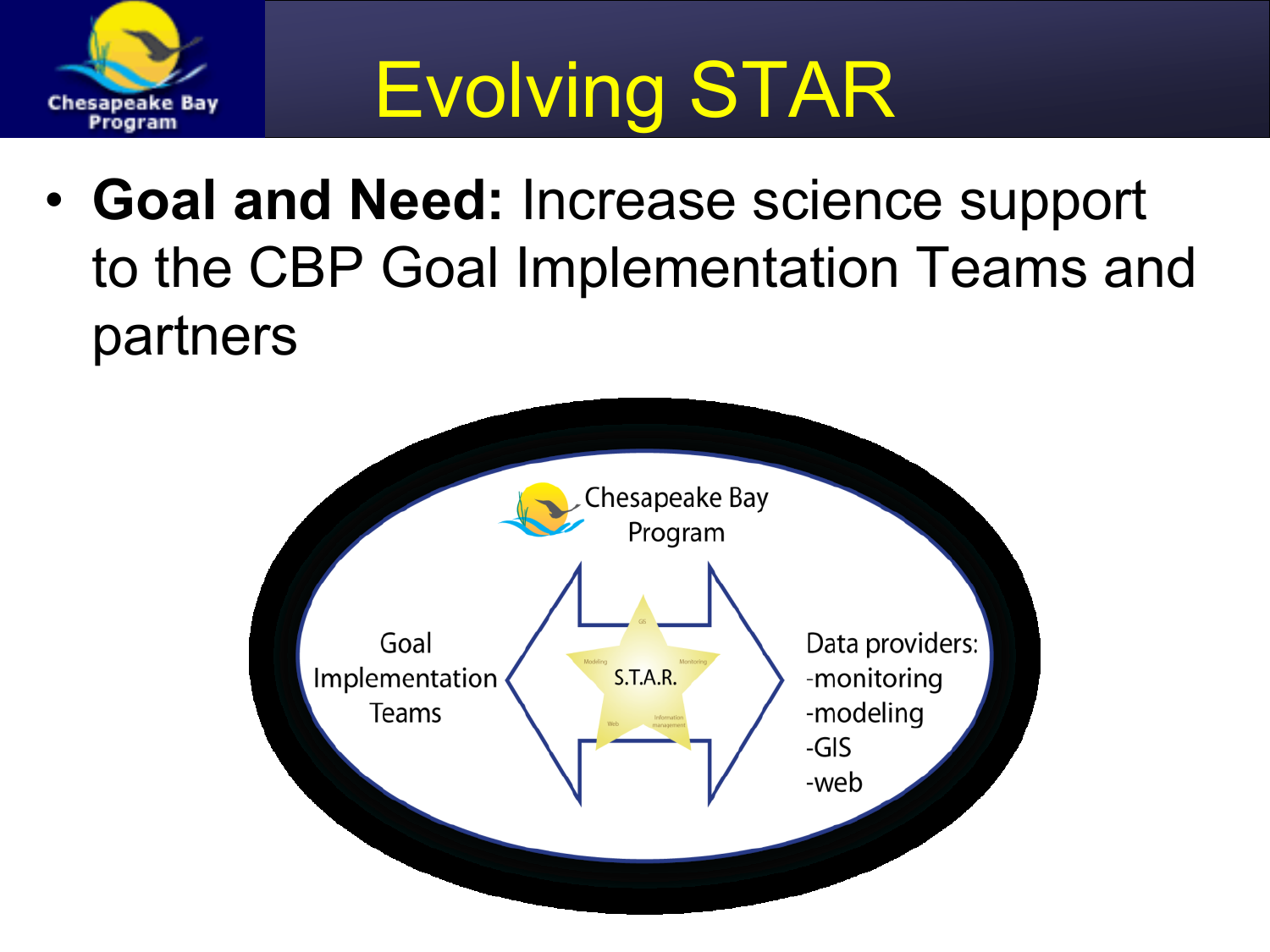# Evolving STAR

- **Goal and Need:** Increase science support to the CBP Goal Implementation Teams and partners

Chesapeake Bay Program

Goal Implementation Teams

S.T.A.R.

Data providers:
-monitoring
-modeling
-GIS
-web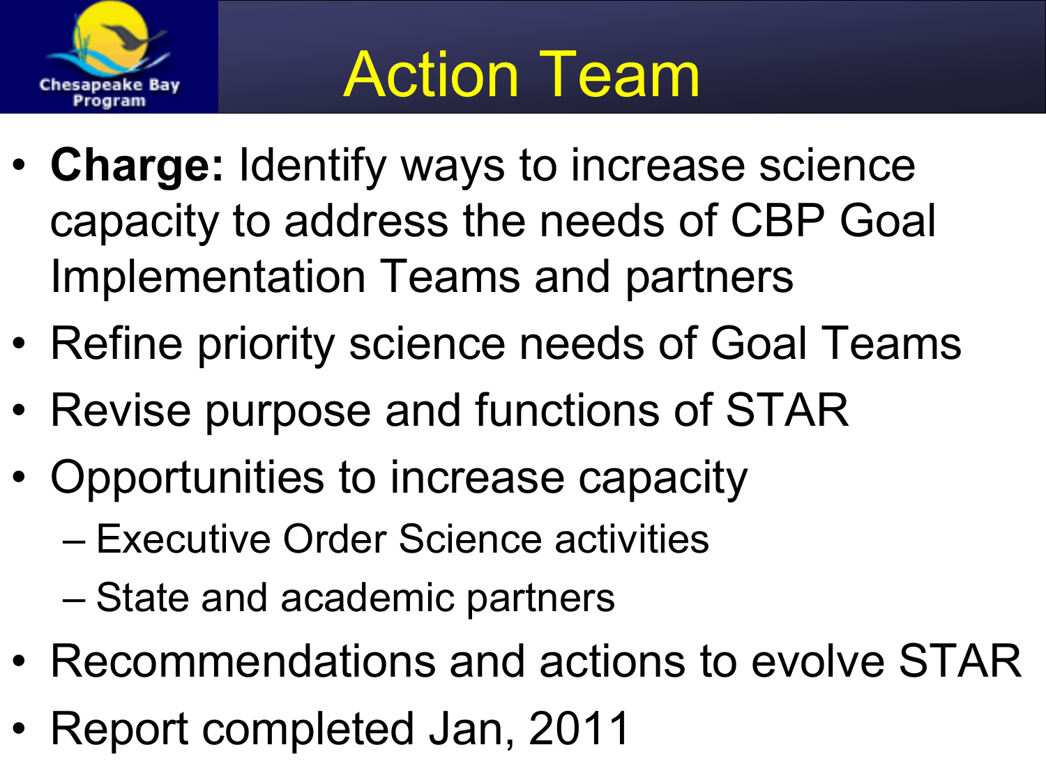# Action Team

- **Charge:** Identify ways to increase science capacity to address the needs of CBP Goal Implementation Teams and partners
- Refine priority science needs of Goal Teams
- Revise purpose and functions of STAR
- Opportunities to increase capacity
  - Executive Order Science activities
  - State and academic partners
- Recommendations and actions to evolve STAR
- Report completed Jan, 2011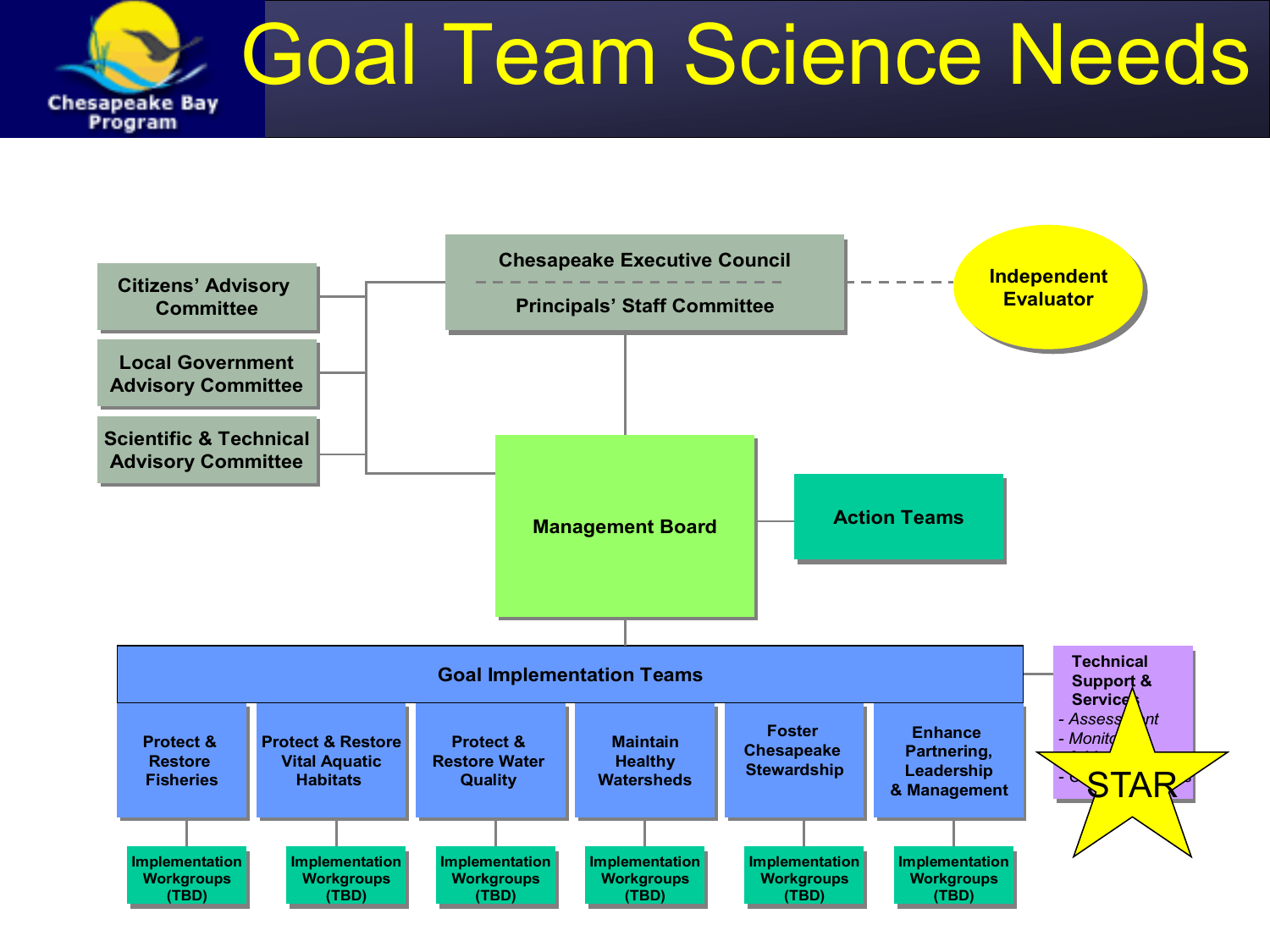# Goal Team Science Needs

Chesapeake Bay Program

- Citizens' Advisory Committee
- Local Government Advisory Committee
- Scientific & Technical Advisory Committee

**Chesapeake Executive Council**

**Principals' Staff Committee**

**Independent Evaluator**

**Management Board**

**Action Teams**

**Goal Implementation Teams**

| Protect & Restore Fisheries | Protect & Restore Vital Aquatic Habitats | Protect & Restore Water Quality | Maintain Healthy Watersheds | Foster Chesapeake Stewardship | Enhance Partnering, Leadership & Management |
|---|---|---|---|---|---|
| Implementation Workgroups (TBD) | Implementation Workgroups (TBD) | Implementation Workgroups (TBD) | Implementation Workgroups (TBD) | Implementation Workgroups (TBD) | Implementation Workgroups (TBD) |

**Technical Support & Services**
- Assessment
- Monito...
- ...

STAR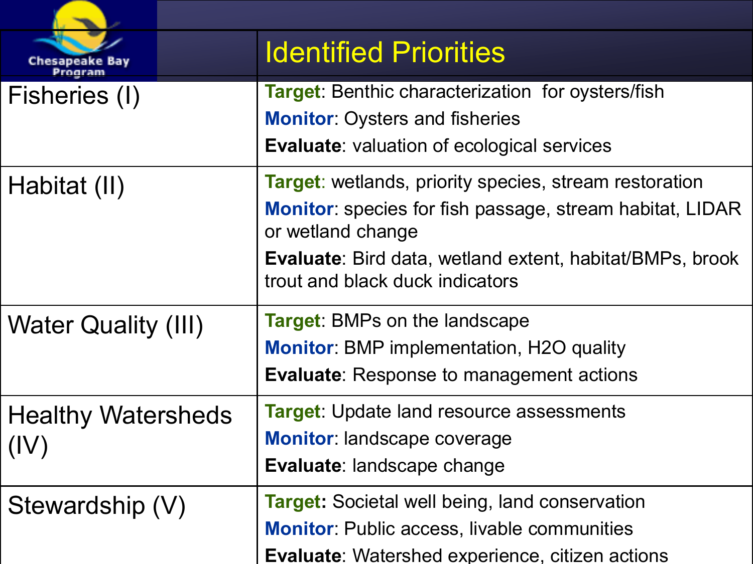# Identified Priorities

| | |
|---|---|
| Fisheries (I) | **Target**: Benthic characterization for oysters/fish<br>**Monitor**: Oysters and fisheries<br>**Evaluate**: valuation of ecological services |
| Habitat (II) | **Target**: wetlands, priority species, stream restoration<br>**Monitor**: species for fish passage, stream habitat, LIDAR or wetland change<br>**Evaluate**: Bird data, wetland extent, habitat/BMPs, brook trout and black duck indicators |
| Water Quality (III) | **Target**: BMPs on the landscape<br>**Monitor**: BMP implementation, H2O quality<br>**Evaluate**: Response to management actions |
| Healthy Watersheds (IV) | **Target**: Update land resource assessments<br>**Monitor**: landscape coverage<br>**Evaluate**: landscape change |
| Stewardship (V) | **Target:** Societal well being, land conservation<br>**Monitor**: Public access, livable communities<br>**Evaluate**: Watershed experience, citizen actions |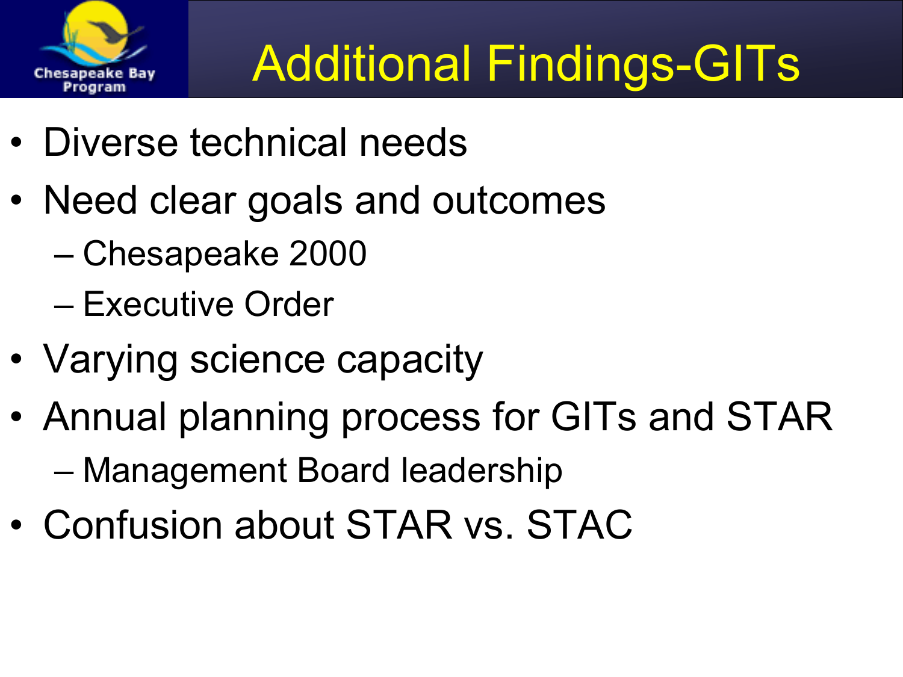# Additional Findings-GITs

- Diverse technical needs
- Need clear goals and outcomes
  - Chesapeake 2000
  - Executive Order
- Varying science capacity
- Annual planning process for GITs and STAR
  - Management Board leadership
- Confusion about STAR vs. STAC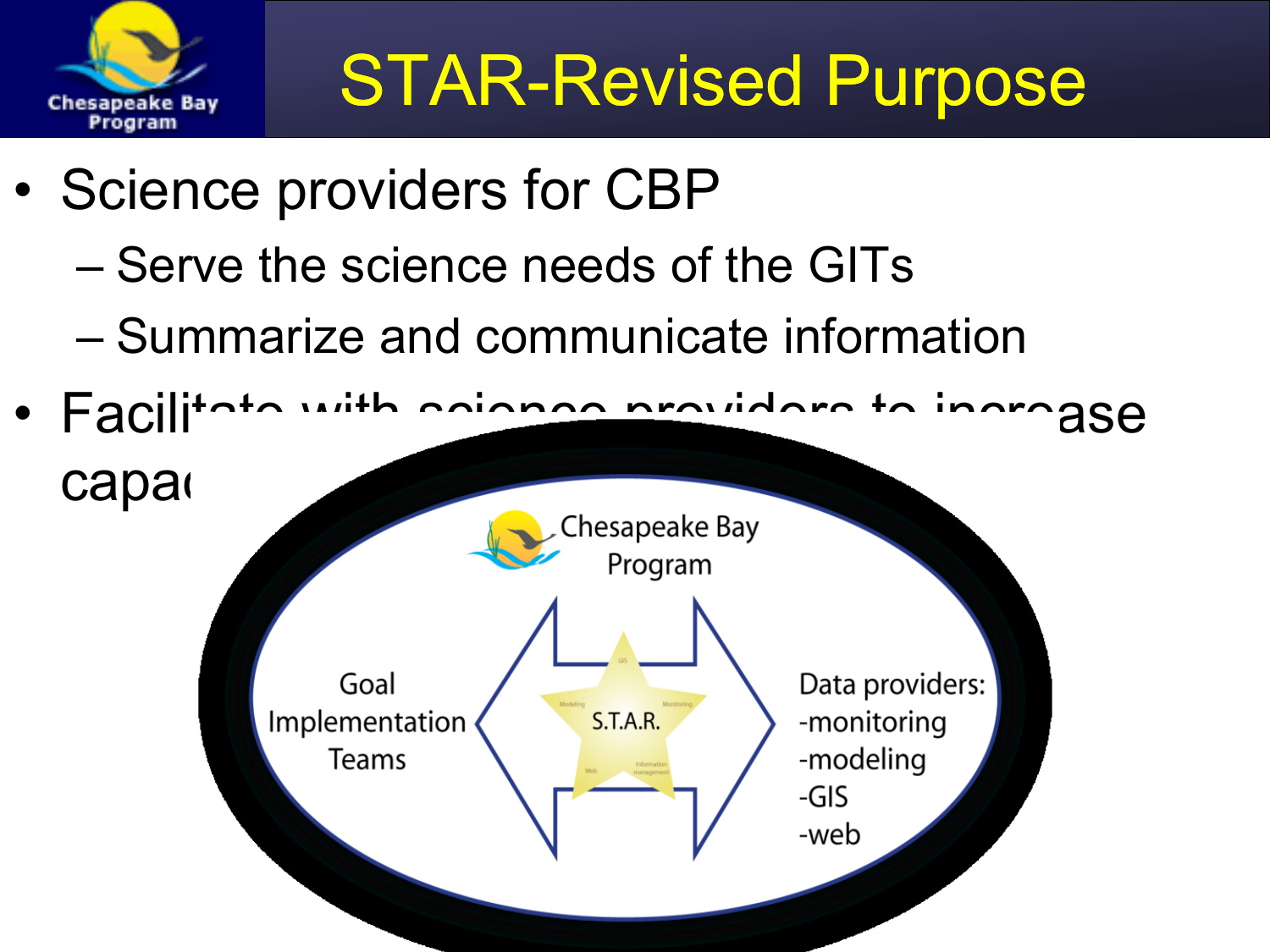# STAR-Revised Purpose

- Science providers for CBP
  - Serve the science needs of the GITs
  - Summarize and communicate information
- Facilitate with science providers to increase capac

Chesapeake Bay Program

Goal Implementation Teams

S.T.A.R.

Data providers:
-monitoring
-modeling
-GIS
-web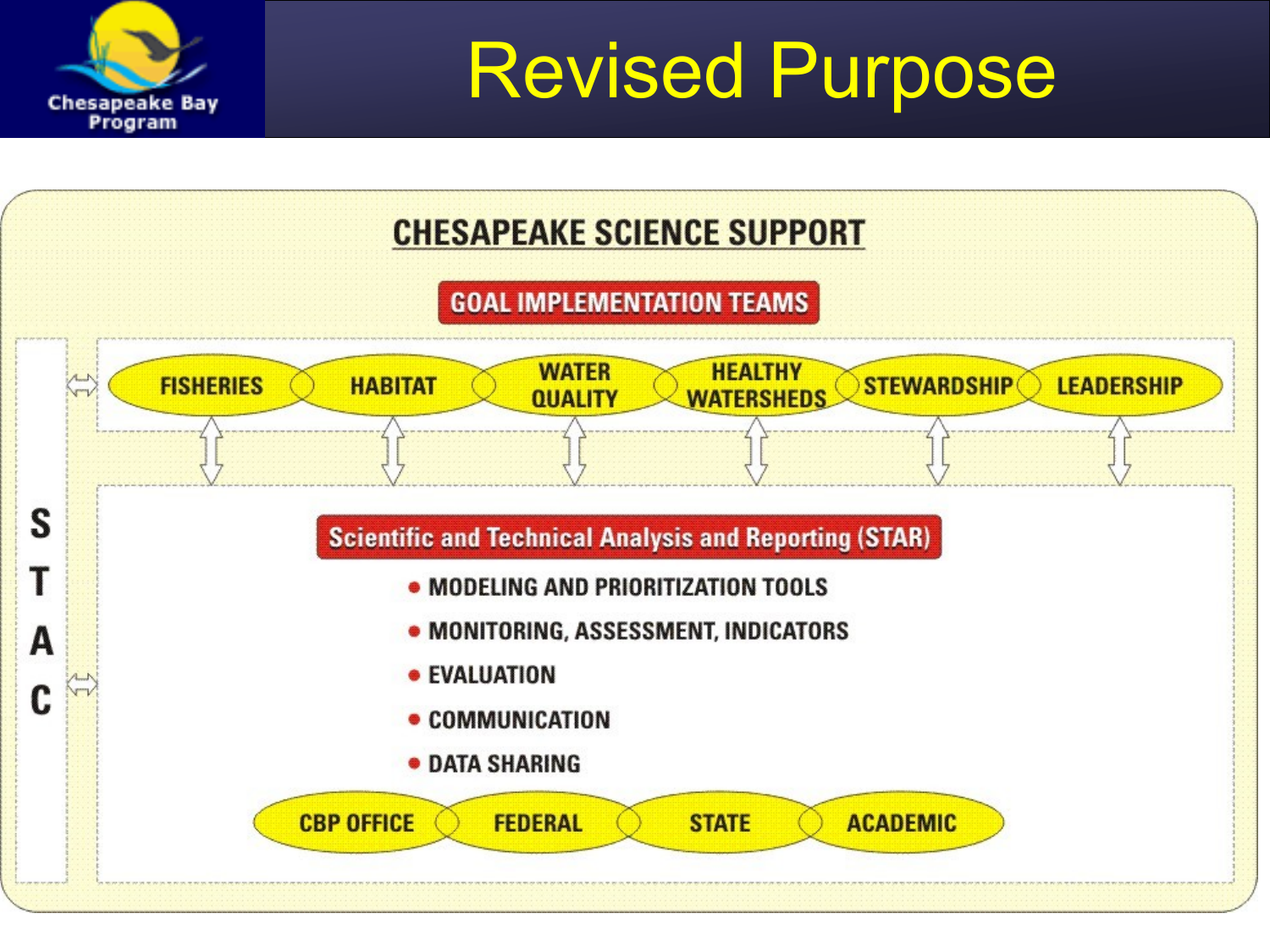# Revised Purpose

## CHESAPEAKE SCIENCE SUPPORT

**GOAL IMPLEMENTATION TEAMS**

- FISHERIES
- HABITAT
- WATER QUALITY
- HEALTHY WATERSHEDS
- STEWARDSHIP
- LEADERSHIP

**Scientific and Technical Analysis and Reporting (STAR)**

- MODELING AND PRIORITIZATION TOOLS
- MONITORING, ASSESSMENT, INDICATORS
- EVALUATION
- COMMUNICATION
- DATA SHARING

CBP OFFICE | FEDERAL | STATE | ACADEMIC

STAC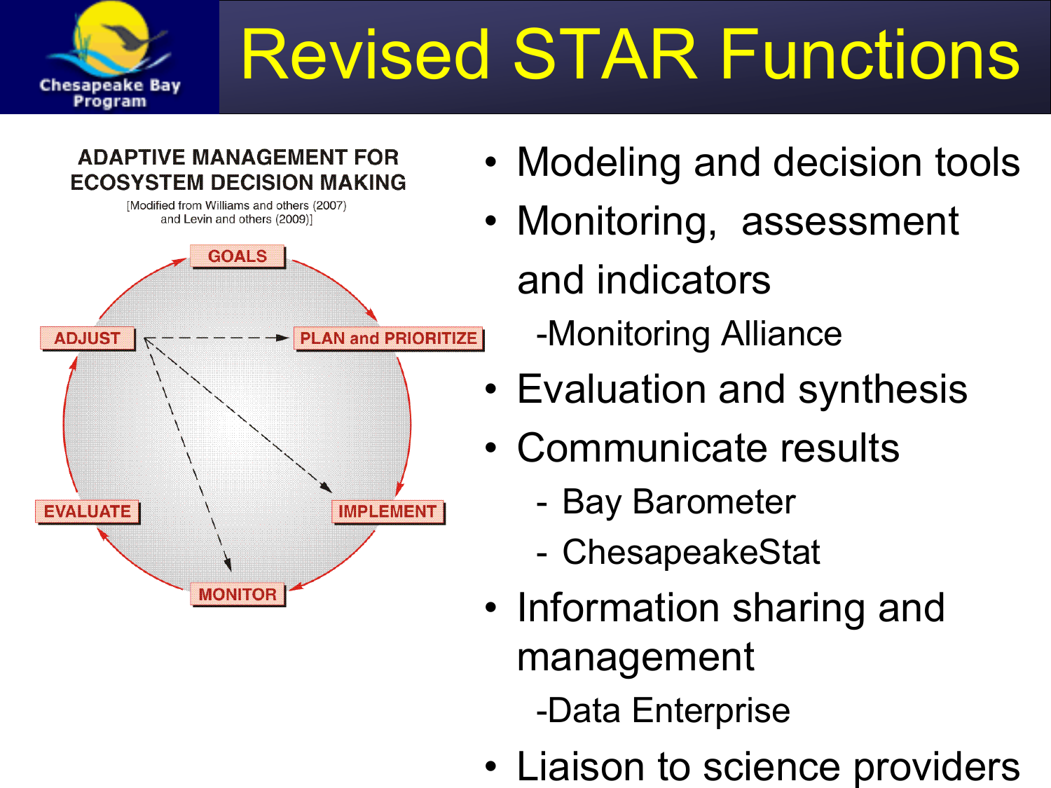# Revised STAR Functions

**ADAPTIVE MANAGEMENT FOR ECOSYSTEM DECISION MAKING**

[Modified from Williams and others (2007) and Levin and others (2009)]

GOALS → PLAN and PRIORITIZE → IMPLEMENT → MONITOR → EVALUATE → ADJUST

- Modeling and decision tools
- Monitoring, assessment and indicators
  - -Monitoring Alliance
- Evaluation and synthesis
- Communicate results
  - Bay Barometer
  - ChesapeakeStat
- Information sharing and management
  - -Data Enterprise
- Liaison to science providers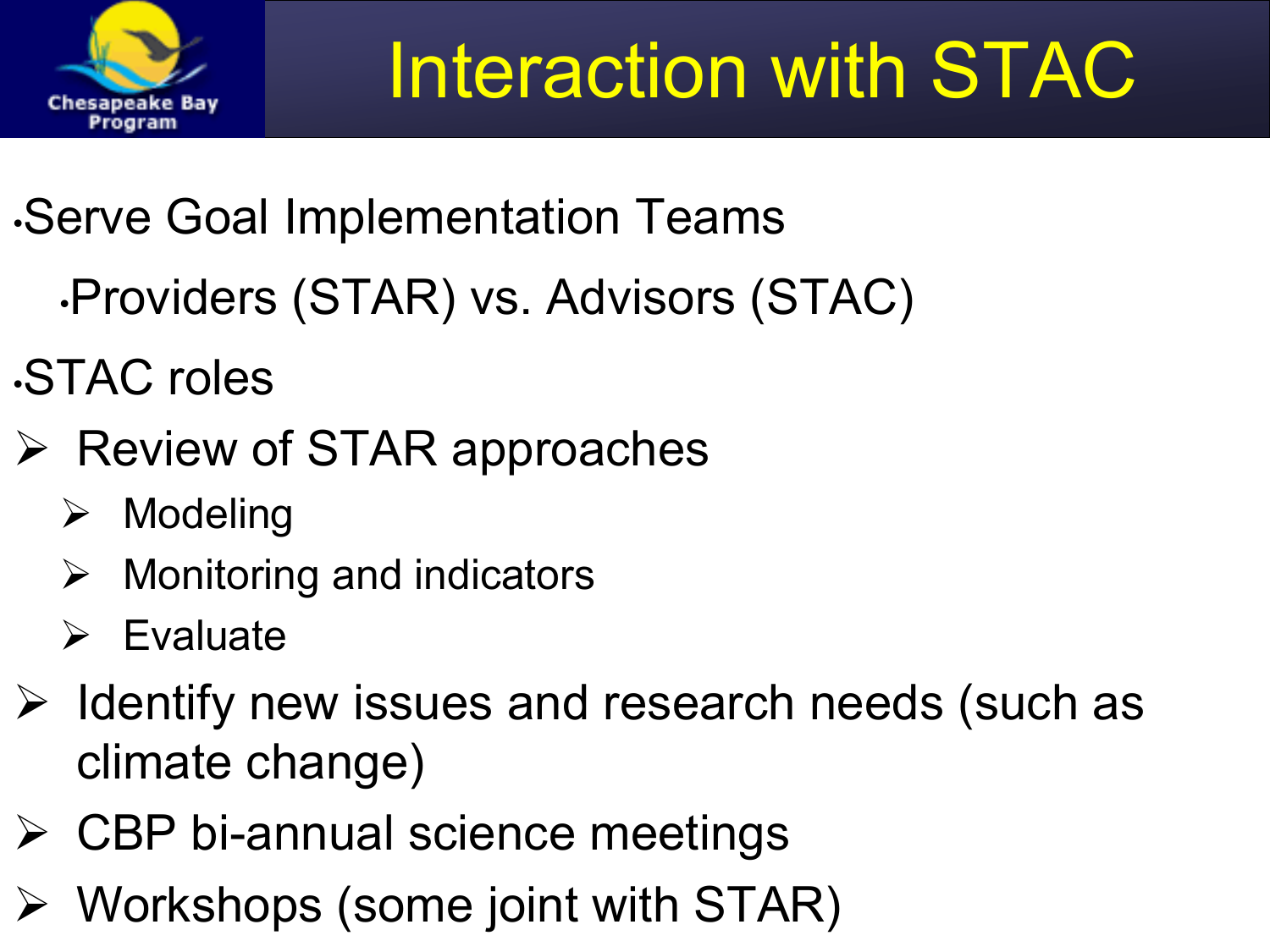# Interaction with STAC

- Serve Goal Implementation Teams
  - Providers (STAR) vs. Advisors (STAC)
- STAC roles
- Review of STAR approaches
  - Modeling
  - Monitoring and indicators
  - Evaluate
- Identify new issues and research needs (such as climate change)
- CBP bi-annual science meetings
- Workshops (some joint with STAR)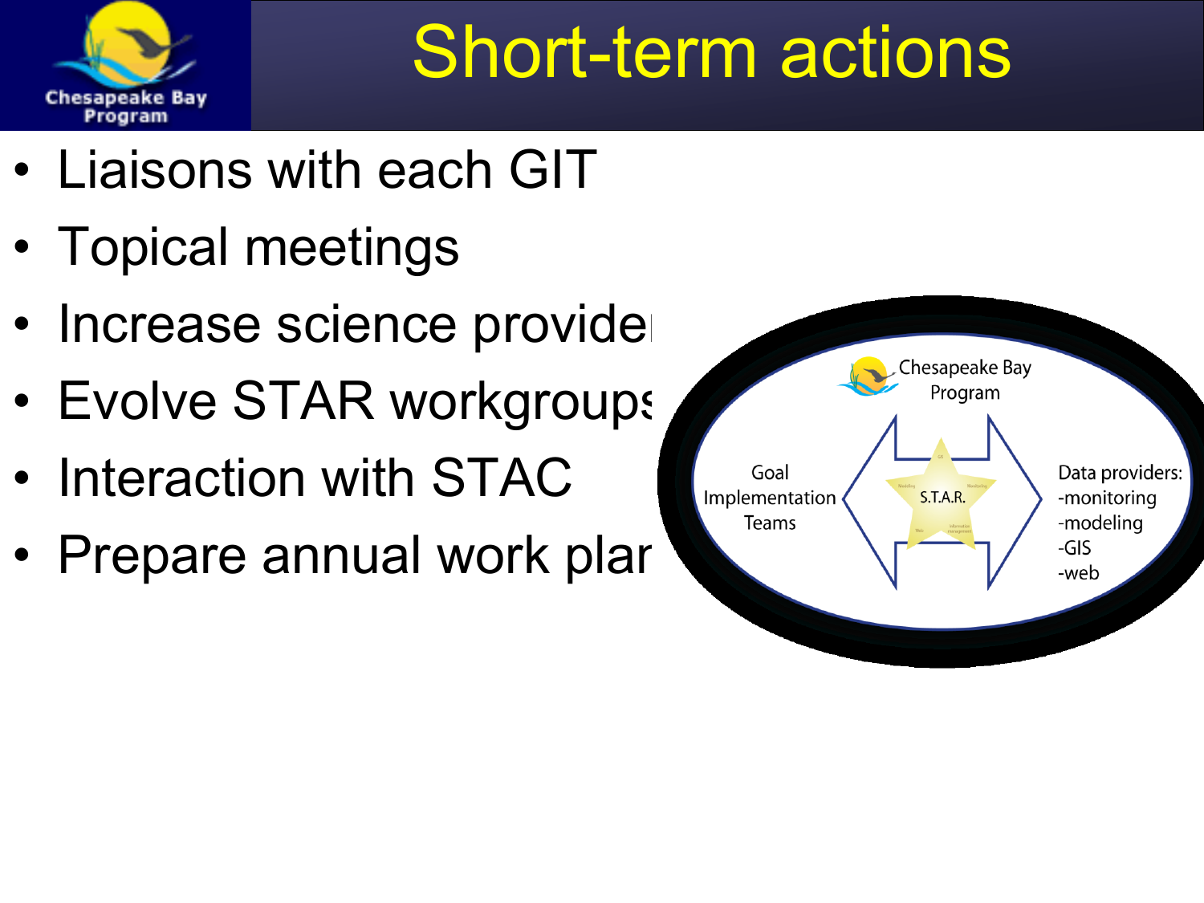# Short-term actions

- Liaisons with each GIT
- Topical meetings
- Increase science provide
- Evolve STAR workgroups
- Interaction with STAC
- Prepare annual work plan

Chesapeake Bay Program

Goal Implementation Teams

S.T.A.R.

Data providers:
-monitoring
-modeling
-GIS
-web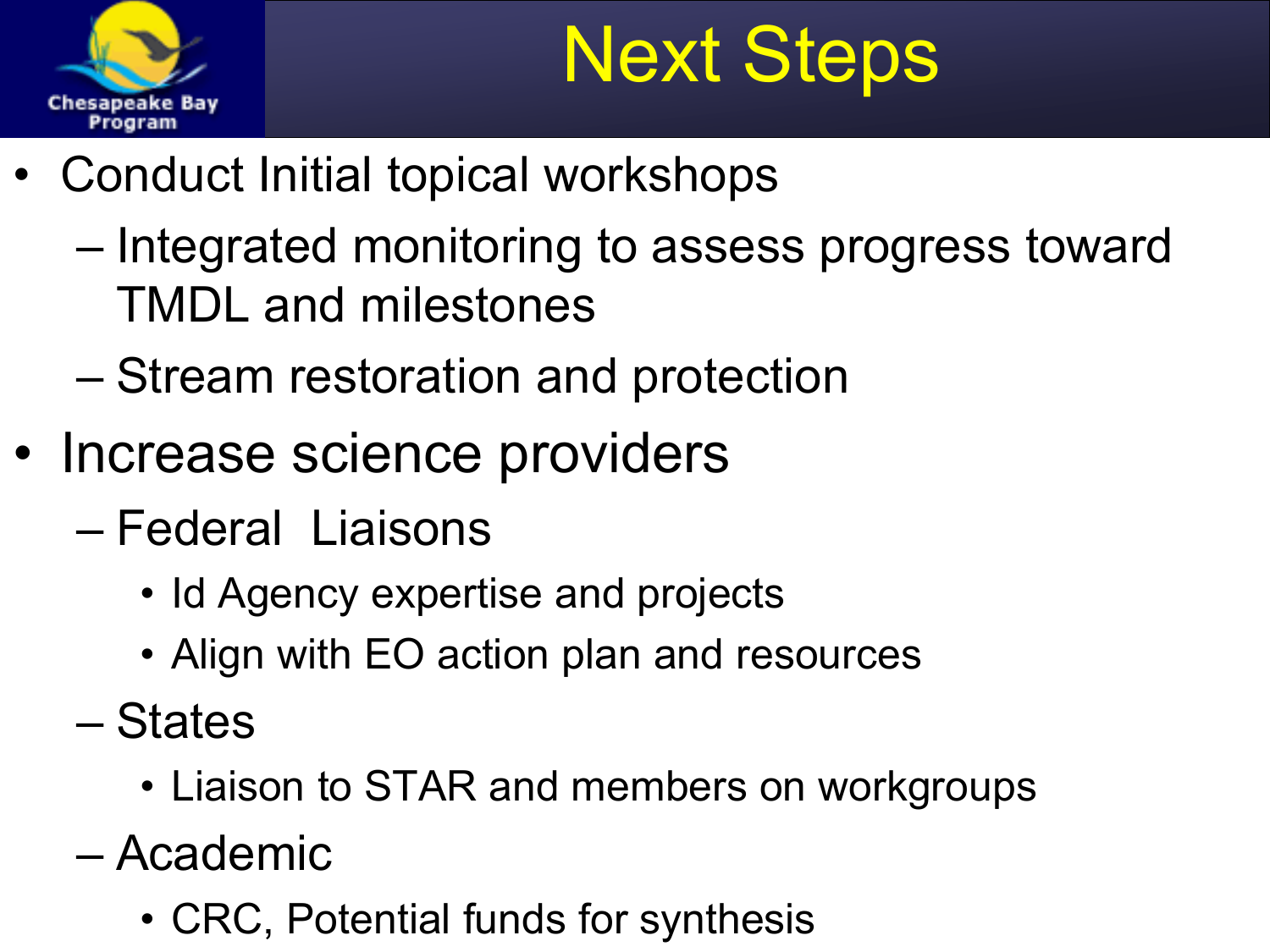# Next Steps

- Conduct Initial topical workshops
  - Integrated monitoring to assess progress toward TMDL and milestones
  - Stream restoration and protection
- Increase science providers
  - Federal Liaisons
    - Id Agency expertise and projects
    - Align with EO action plan and resources
  - States
    - Liaison to STAR and members on workgroups
  - Academic
    - CRC, Potential funds for synthesis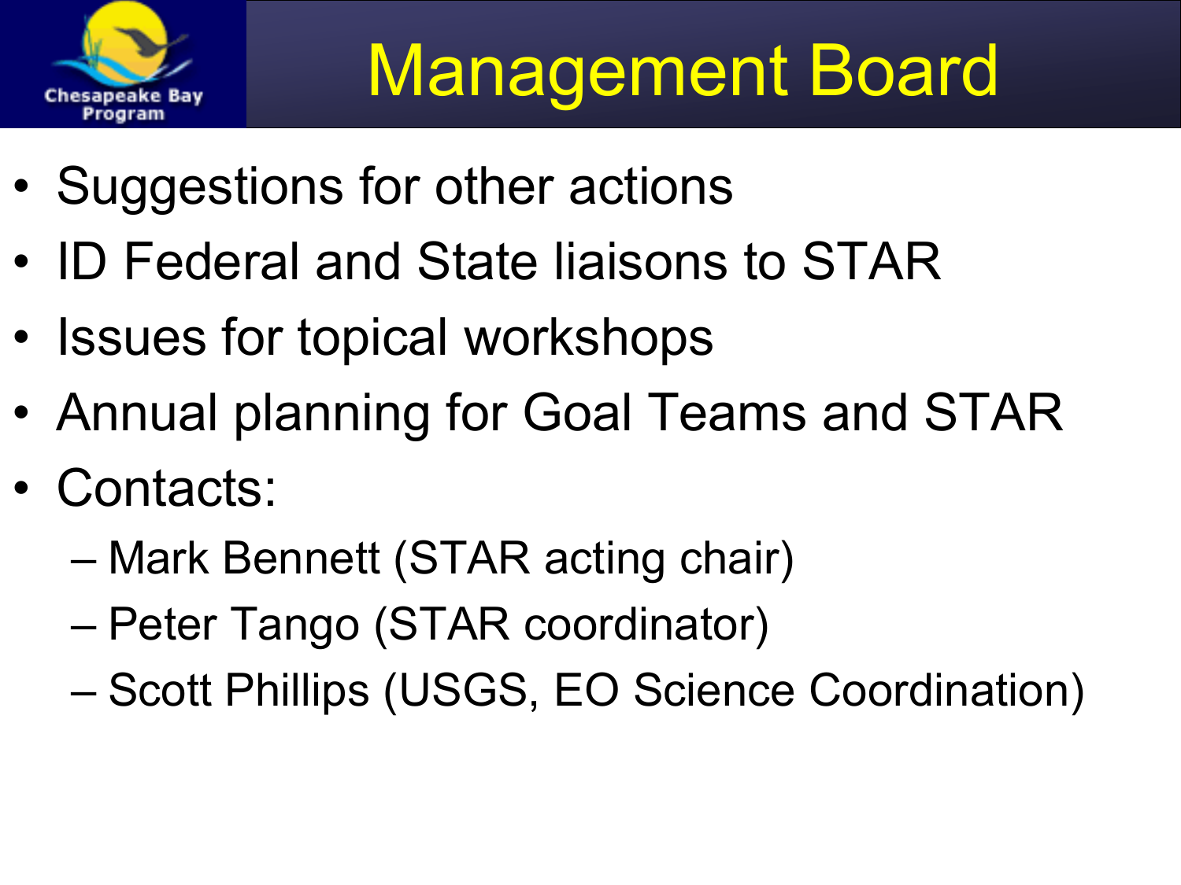# Management Board

- Suggestions for other actions
- ID Federal and State liaisons to STAR
- Issues for topical workshops
- Annual planning for Goal Teams and STAR
- Contacts:
  - Mark Bennett (STAR acting chair)
  - Peter Tango (STAR coordinator)
  - Scott Phillips (USGS, EO Science Coordination)